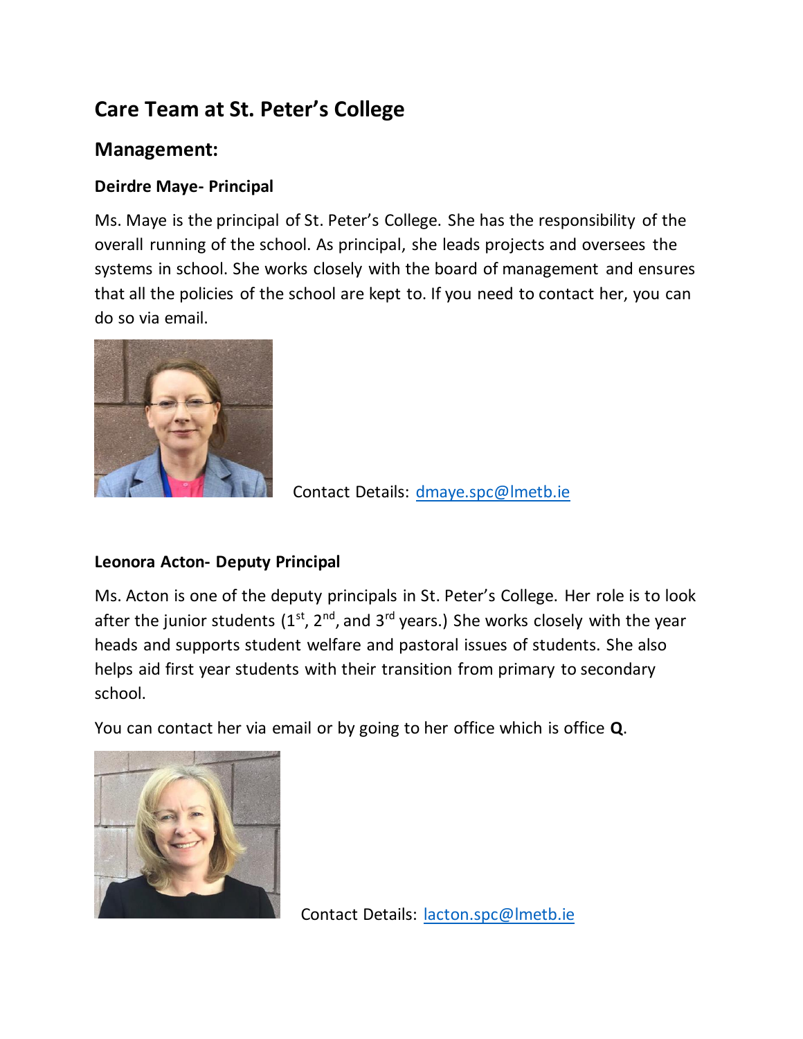# Care Team at St. Peter's College

## Management:

### Deirdre Maye- Principal

Ms. Maye is the principal of St. Peter's College. She has the responsibility of the overall running of the school. As principal, she leads projects and oversees the systems in school. She works closely with the board of management and ensures that all the policies of the school are kept to. If you need to contact her, you can do so via email.

Contact Details: dmaye.spc@lmetb.ie

### Leonora Acton- Deputy Principal

Ms. Acton is one of the deputy principals in St. Peter's College. Her role is to look after the junior students (1st, 2nd, and 3rd years.) She works closely with the year heads and supports student welfare and pastoral issues of students. She also helps aid first year students with their transition from primary to secondary school.

You can contact her via email or by going to her office which is office **Q**.

Contact Details: lacton.spc@lmetb.ie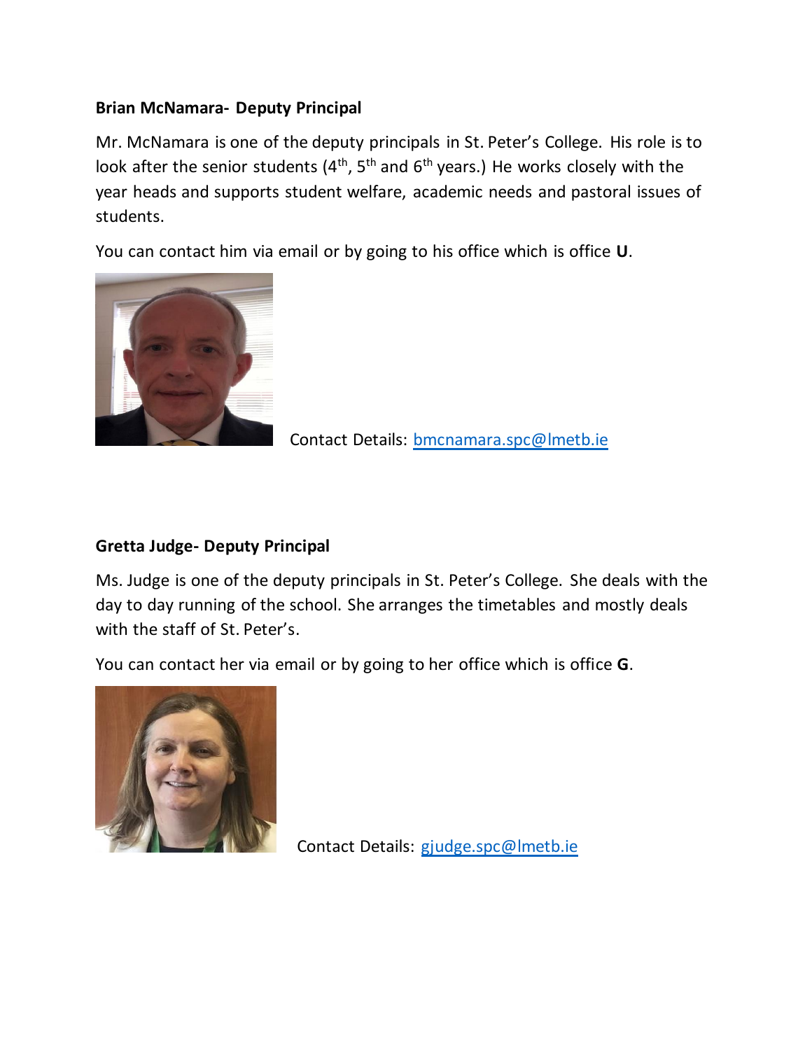**Brian McNamara- Deputy Principal**

Mr. McNamara is one of the deputy principals in St. Peter's College. His role is to look after the senior students (4th, 5th and 6th years.) He works closely with the year heads and supports student welfare, academic needs and pastoral issues of students.

You can contact him via email or by going to his office which is office **U**.

Contact Details: bmcnamara.spc@lmetb.ie

**Gretta Judge- Deputy Principal**

Ms. Judge is one of the deputy principals in St. Peter's College. She deals with the day to day running of the school. She arranges the timetables and mostly deals with the staff of St. Peter's.

You can contact her via email or by going to her office which is office **G**.

Contact Details: gjudge.spc@lmetb.ie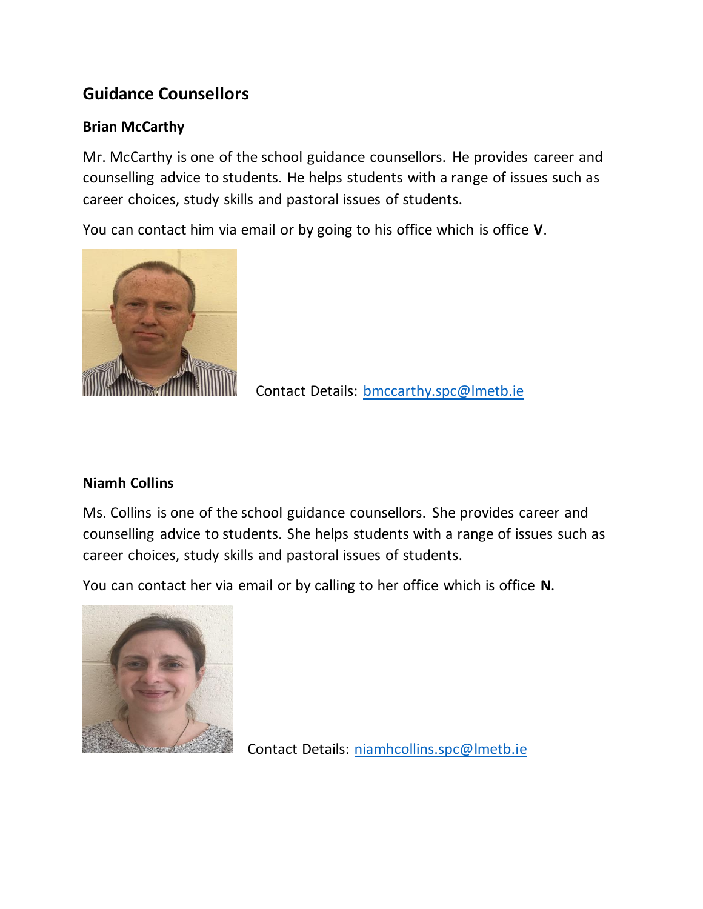## Guidance Counsellors

### Brian McCarthy

Mr. McCarthy is one of the school guidance counsellors. He provides career and counselling advice to students. He helps students with a range of issues such as career choices, study skills and pastoral issues of students.

You can contact him via email or by going to his office which is office **V**.

Contact Details: bmccarthy.spc@lmetb.ie

### Niamh Collins

Ms. Collins is one of the school guidance counsellors. She provides career and counselling advice to students. She helps students with a range of issues such as career choices, study skills and pastoral issues of students.

You can contact her via email or by calling to her office which is office **N**.

Contact Details: niamhcollins.spc@lmetb.ie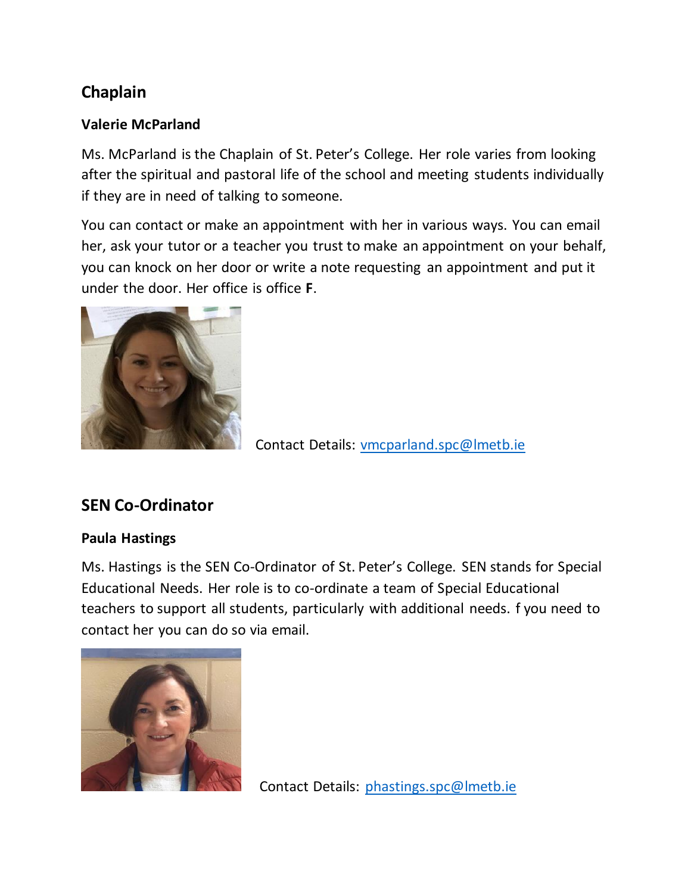## Chaplain

### Valerie McParland

Ms. McParland is the Chaplain of St. Peter's College. Her role varies from looking after the spiritual and pastoral life of the school and meeting students individually if they are in need of talking to someone.

You can contact or make an appointment with her in various ways. You can email her, ask your tutor or a teacher you trust to make an appointment on your behalf, you can knock on her door or write a note requesting an appointment and put it under the door. Her office is office **F**.

Contact Details: vmcparland.spc@lmetb.ie

## SEN Co-Ordinator

### Paula Hastings

Ms. Hastings is the SEN Co-Ordinator of St. Peter's College. SEN stands for Special Educational Needs. Her role is to co-ordinate a team of Special Educational teachers to support all students, particularly with additional needs. f you need to contact her you can do so via email.

Contact Details: phastings.spc@lmetb.ie